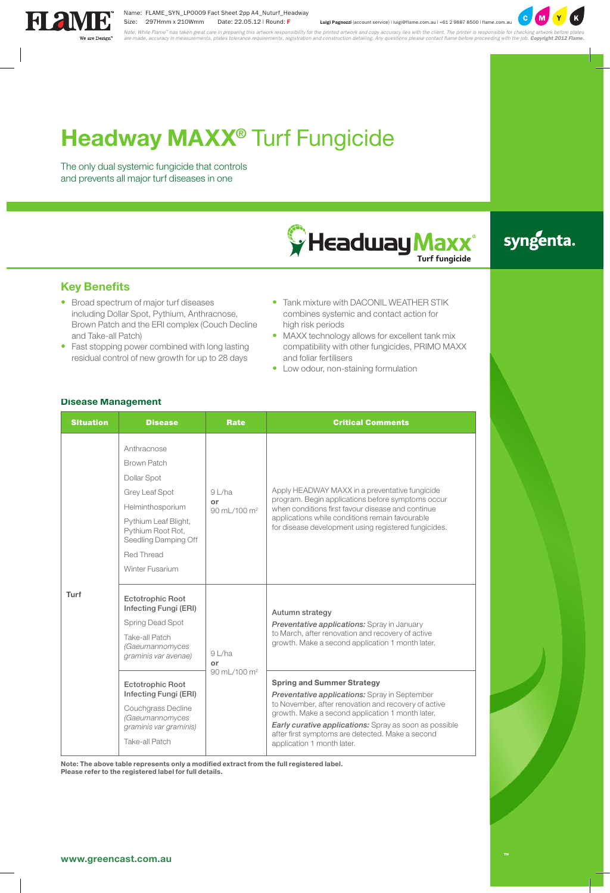# Headway MAXX® Turf Fungicide

The only dual systemic fungicide that controls and prevents all major turf diseases in one

## Key Benefits

- Broad spectrum of major turf diseases including Dollar Spot, Pythium, Anthracnose, Brown Patch and the ERI complex (Couch Decline and Take-all Patch)
- Fast stopping power combined with long lasting residual control of new growth for up to 28 days
- Tank mixture with DACONIL WEATHER STIK combines systemic and contact action for high risk periods
- MAXX technology allows for excellent tank mix compatibility with other fungicides, PRIMO MAXX and foliar fertilisers
- Low odour, non-staining formulation

### Disease Management

| Situation | Disease | Rate | Critical Comments |
|---|---|---|---|
| Turf | Anthracnose<br>Brown Patch<br>Dollar Spot<br>Grey Leaf Spot<br>Helminthosporium<br>Pythium Leaf Blight, Pythium Root Rot, Seedling Damping Off<br>Red Thread<br>Winter Fusarium | 9 L/ha **or** 90 mL/100 m² | Apply HEADWAY MAXX in a preventative fungicide program. Begin applications before symptoms occur when conditions first favour disease and continue applications while conditions remain favourable for disease development using registered fungicides. |
| | **Ectotrophic Root Infecting Fungi (ERI)**<br>Spring Dead Spot<br>Take-all Patch *(Gaeumannomyces graminis var avenae)* | 9 L/ha **or** 90 mL/100 m² | Autumn strategy<br>***Preventative applications:*** Spray in January to March, after renovation and recovery of active growth. Make a second application 1 month later. |
| | **Ectotrophic Root Infecting Fungi (ERI)**<br>Couchgrass Decline *(Gaeumannomyces graminis var graminis)*<br>Take-all Patch | | **Spring and Summer Strategy**<br>***Preventative applications:*** Spray in September to November, after renovation and recovery of active growth. Make a second application 1 month later.<br>***Early curative applications:*** Spray as soon as possible after first symptoms are detected. Make a second application 1 month later. |

**Note: The above table represents only a modified extract from the full registered label. Please refer to the registered label for full details.**

**www.greencast.com.au**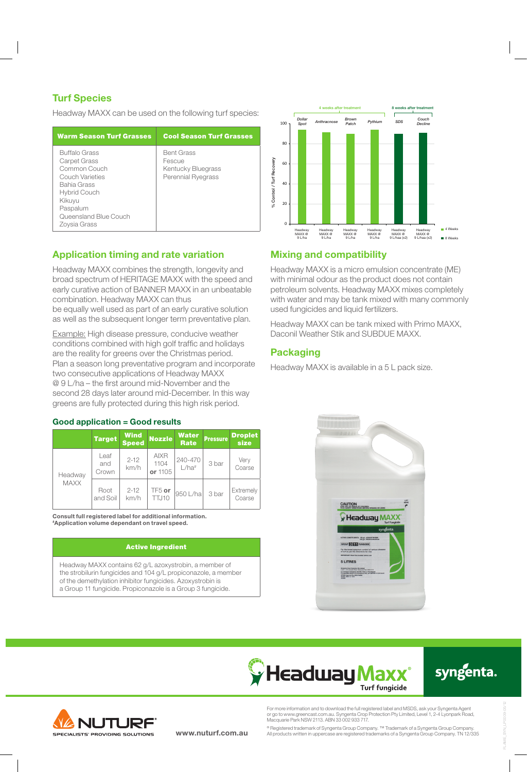## Turf Species

Headway MAXX can be used on the following turf species:

| Warm Season Turf Grasses | Cool Season Turf Grasses |
|---|---|
| Buffalo Grass<br>Carpet Grass<br>Common Couch<br>Couch Varieties<br>Bahia Grass<br>Hybrid Couch<br>Kikuyu<br>Paspalum<br>Queensland Blue Couch<br>Zoysia Grass | Bent Grass<br>Fescue<br>Kentucky Bluegrass<br>Perennial Ryegrass |

4 weeks after treatment
8 weeks after treatment
% Control / Turf Recovery
100
80
60
40
20
0
Dollar Spot
Anthracnose
Brown Patch
Pythium
SDS
Couch Decline
Headway MAXX @ 9 L/ha
Headway MAXX @ 9 L/ha
Headway MAXX @ 9 L/ha
Headway MAXX @ 9 L/ha
Headway MAXX @ 9 L/haa (x2)
Headway MAXX @ 9 L/haa (x2)
4 Weeks
8 Weeks

## Application timing and rate variation

Headway MAXX combines the strength, longevity and broad spectrum of HERITAGE MAXX with the speed and early curative action of BANNER MAXX in an unbeatable combination. Headway MAXX can thus be equally well used as part of an early curative solution as well as the subsequent longer term preventative plan.

Example: High disease pressure, conducive weather conditions combined with high golf traffic and holidays are the reality for greens over the Christmas period. Plan a season long preventative program and incorporate two consecutive applications of Headway MAXX @ 9 L/ha – the first around mid-November and the second 28 days later around mid-December. In this way greens are fully protected during this high risk period.

### Good application = Good results

| | Target | Wind Speed | Nozzle | Water Rate | Pressure | Droplet size |
|---|---|---|---|---|---|---|
| Headway MAXX | Leaf and Crown | 2-12 km/h | AIXR 1104 **or** 1105 | 240-470 L/ha# | 3 bar | Very Coarse |
| | Root and Soil | 2-12 km/h | TF5 **or** TTJ10 | 950 L/ha | 3 bar | Extremely Coarse |

**Consult full registered label for additional information.**
**#Application volume dependant on travel speed.**

| Active Ingredient |
|---|
| Headway MAXX contains 62 g/L azoxystrobin, a member of the strobilurin fungicides and 104 g/L propiconazole, a member of the demethylation inhibitor fungicides. Azoxystrobin is a Group 11 fungicide. Propiconazole is a Group 3 fungicide. |

## Mixing and compatibility

Headway MAXX is a micro emulsion concentrate (ME) with minimal odour as the product does not contain petroleum solvents. Headway MAXX mixes completely with water and may be tank mixed with many commonly used fungicides and liquid fertilizers.

Headway MAXX can be tank mixed with Primo MAXX, Daconil Weather Stik and SUBDUE MAXX.

## Packaging

Headway MAXX is available in a 5 L pack size.

Headway Maxx® Turf fungicide

syngenta.

NUTURF® SPECIALISTS' PROVIDING SOLUTIONS

www.nuturf.com.au

For more information and to download the full registered label and MSDS, ask your Syngenta Agent or go to www.greencast.com.au. Syngenta Crop Protection Pty Limited, Level 1, 2-4 Lyonpark Road, Macquarie Park NSW 2113. ABN 33 002 933 717.

® Registered trademark of Syngenta Group Company. ™ Trademark of a Syngenta Group Company. All products written in uppercase are registered trademarks of a Syngenta Group Company. TN 12/335